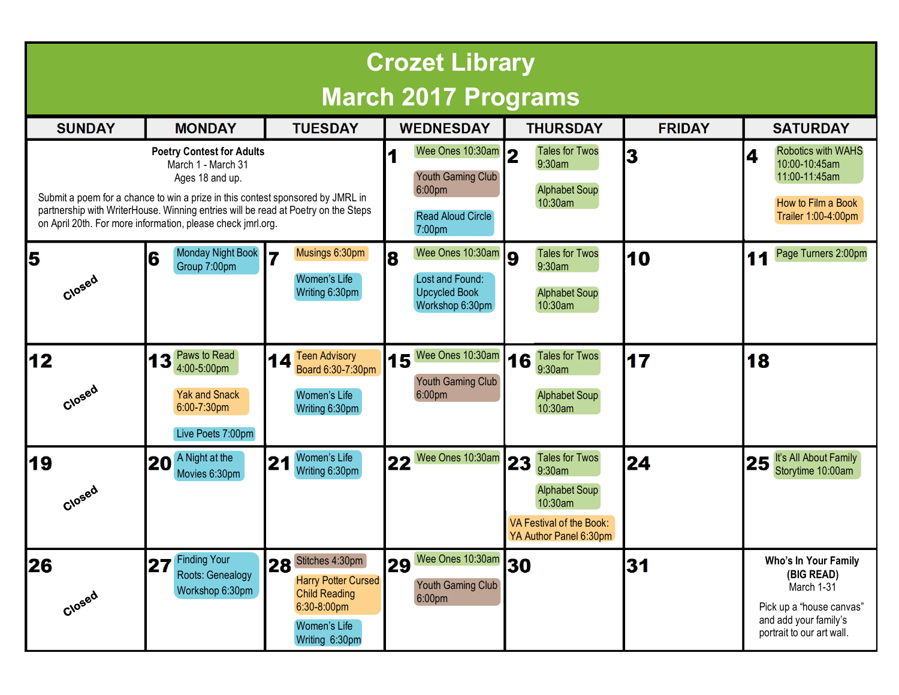# Crozet Library

## March 2017 Programs

| SUNDAY | MONDAY | TUESDAY | WEDNESDAY | THURSDAY | FRIDAY | SATURDAY |
|---|---|---|---|---|---|---|
| **Poetry Contest for Adults**<br>March 1 - March 31<br>Ages 18 and up.<br>Submit a poem for a chance to win a prize in this contest sponsored by JMRL in partnership with WriterHouse. Winning entries will be read at Poetry on the Steps on April 20th. For more information, please check jmrl.org. | | | **1**<br>Wee Ones 10:30am<br>Youth Gaming Club 6:00pm<br>Read Aloud Circle 7:00pm | **2**<br>Tales for Twos 9:30am<br>Alphabet Soup 10:30am | **3** | **4**<br>Robotics with WAHS 10:00-10:45am 11:00-11:45am<br>How to Film a Book Trailer 1:00-4:00pm |
| **5**<br>Closed | **6**<br>Monday Night Book Group 7:00pm | **7**<br>Musings 6:30pm<br>Women's Life Writing 6:30pm | **8**<br>Wee Ones 10:30am<br>Lost and Found: Upcycled Book Workshop 6:30pm | **9**<br>Tales for Twos 9:30am<br>Alphabet Soup 10:30am | **10** | **11**<br>Page Turners 2:00pm |
| **12**<br>Closed | **13**<br>Paws to Read 4:00-5:00pm<br>Yak and Snack 6:00-7:30pm<br>Live Poets 7:00pm | **14**<br>Teen Advisory Board 6:30-7:30pm<br>Women's Life Writing 6:30pm | **15**<br>Wee Ones 10:30am<br>Youth Gaming Club 6:00pm | **16**<br>Tales for Twos 9:30am<br>Alphabet Soup 10:30am | **17** | **18** |
| **19**<br>Closed | **20**<br>A Night at the Movies 6:30pm | **21**<br>Women's Life Writing 6:30pm | **22**<br>Wee Ones 10:30am | **23**<br>Tales for Twos 9:30am<br>Alphabet Soup 10:30am<br>VA Festival of the Book: YA Author Panel 6:30pm | **24** | **25**<br>It's All About Family Storytime 10:00am |
| **26**<br>Closed | **27**<br>Finding Your Roots: Genealogy Workshop 6:30pm | **28**<br>Stitches 4:30pm<br>Harry Potter Cursed Child Reading 6:30-8:00pm<br>Women's Life Writing 6:30pm | **29**<br>Wee Ones 10:30am<br>Youth Gaming Club 6:00pm | **30** | **31** | **Who's In Your Family (BIG READ)**<br>March 1-31<br>Pick up a "house canvas" and add your family's portrait to our art wall. |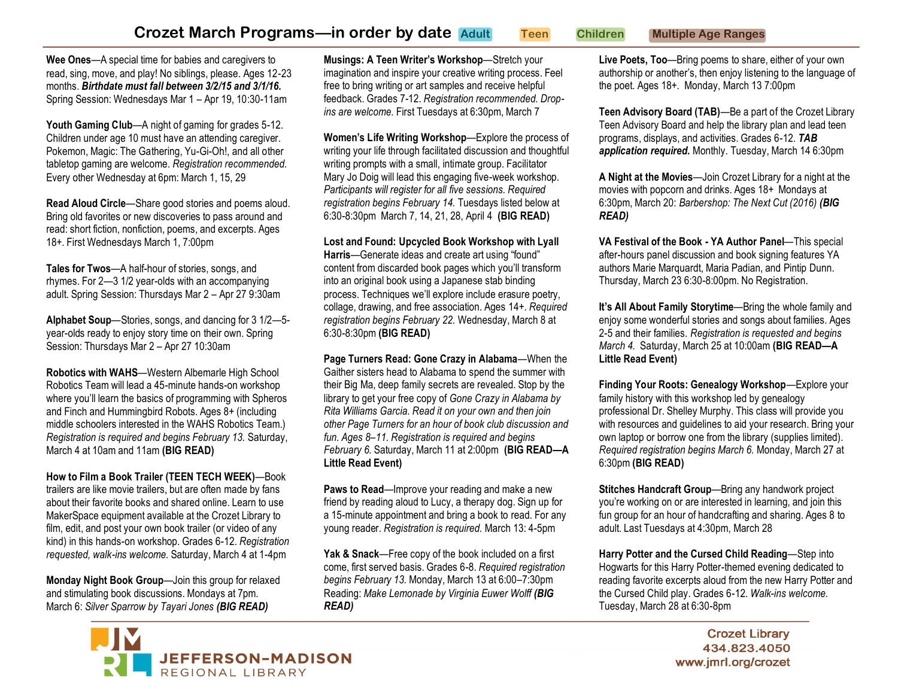# Crozet March Programs—in order by date

Adult Teen Children Multiple Age Ranges

**Wee Ones**—A special time for babies and caregivers to read, sing, move, and play! No siblings, please. Ages 12-23 months. ***Birthdate must fall between 3/2/15 and 3/1/16.*** Spring Session: Wednesdays Mar 1 – Apr 19, 10:30-11am

**Youth Gaming Club**—A night of gaming for grades 5-12. Children under age 10 must have an attending caregiver. Pokemon, Magic: The Gathering, Yu-Gi-Oh!, and all other tabletop gaming are welcome. *Registration recommended.* Every other Wednesday at 6pm: March 1, 15, 29

**Read Aloud Circle**—Share good stories and poems aloud. Bring old favorites or new discoveries to pass around and read: short fiction, nonfiction, poems, and excerpts. Ages 18+. First Wednesdays March 1, 7:00pm

**Tales for Twos**—A half-hour of stories, songs, and rhymes. For 2—3 1/2 year-olds with an accompanying adult. Spring Session: Thursdays Mar 2 – Apr 27 9:30am

**Alphabet Soup**—Stories, songs, and dancing for 3 1/2—5-year-olds ready to enjoy story time on their own. Spring Session: Thursdays Mar 2 – Apr 27 10:30am

**Robotics with WAHS**—Western Albemarle High School Robotics Team will lead a 45-minute hands-on workshop where you'll learn the basics of programming with Spheros and Finch and Hummingbird Robots. Ages 8+ (including middle schoolers interested in the WAHS Robotics Team.) *Registration is required and begins February 13.* Saturday, March 4 at 10am and 11am **(BIG READ)**

**How to Film a Book Trailer (TEEN TECH WEEK)**—Book trailers are like movie trailers, but are often made by fans about their favorite books and shared online. Learn to use MakerSpace equipment available at the Crozet Library to film, edit, and post your own book trailer (or video of any kind) in this hands-on workshop. Grades 6-12. *Registration requested, walk-ins welcome.* Saturday, March 4 at 1-4pm

**Monday Night Book Group**—Join this group for relaxed and stimulating book discussions. Mondays at 7pm. March 6: *Silver Sparrow by Tayari Jones **(BIG READ)***

**Musings: A Teen Writer's Workshop**—Stretch your imagination and inspire your creative writing process. Feel free to bring writing or art samples and receive helpful feedback. Grades 7-12. *Registration recommended. Drop-ins are welcome.* First Tuesdays at 6:30pm, March 7

**Women's Life Writing Workshop**—Explore the process of writing your life through facilitated discussion and thoughtful writing prompts with a small, intimate group. Facilitator Mary Jo Doig will lead this engaging five-week workshop. *Participants will register for all five sessions. Required registration begins February 14.* Tuesdays listed below at 6:30-8:30pm March 7, 14, 21, 28, April 4 **(BIG READ)**

**Lost and Found: Upcycled Book Workshop with Lyall Harris**—Generate ideas and create art using "found" content from discarded book pages which you'll transform into an original book using a Japanese stab binding process. Techniques we'll explore include erasure poetry, collage, drawing, and free association. Ages 14+. *Required registration begins February 22.* Wednesday, March 8 at 6:30-8:30pm **(BIG READ)**

**Page Turners Read: Gone Crazy in Alabama**—When the Gaither sisters head to Alabama to spend the summer with their Big Ma, deep family secrets are revealed. Stop by the library to get your free copy of *Gone Crazy in Alabama by Rita Williams Garcia. Read it on your own and then join other Page Turners for an hour of book club discussion and fun. Ages 8–11. Registration is required and begins February 6.* Saturday, March 11 at 2:00pm **(BIG READ—A Little Read Event)**

**Paws to Read**—Improve your reading and make a new friend by reading aloud to Lucy, a therapy dog. Sign up for a 15-minute appointment and bring a book to read. For any young reader. *Registration is required.* March 13: 4-5pm

**Yak & Snack**—Free copy of the book included on a first come, first served basis. Grades 6-8. *Required registration begins February 13.* Monday, March 13 at 6:00–7:30pm Reading: *Make Lemonade by Virginia Euwer Wolff **(BIG READ)***

**Live Poets, Too**—Bring poems to share, either of your own authorship or another's, then enjoy listening to the language of the poet. Ages 18+. Monday, March 13 7:00pm

**Teen Advisory Board (TAB)**—Be a part of the Crozet Library Teen Advisory Board and help the library plan and lead teen programs, displays, and activities. Grades 6-12. ***TAB application required.*** Monthly. Tuesday, March 14 6:30pm

**A Night at the Movies**—Join Crozet Library for a night at the movies with popcorn and drinks. Ages 18+ Mondays at 6:30pm, March 20: *Barbershop: The Next Cut (2016) **(BIG READ)***

**VA Festival of the Book - YA Author Panel**—This special after-hours panel discussion and book signing features YA authors Marie Marquardt, Maria Padian, and Pintip Dunn. Thursday, March 23 6:30-8:00pm. No Registration.

**It's All About Family Storytime**—Bring the whole family and enjoy some wonderful stories and songs about families. Ages 2-5 and their families. *Registration is requested and begins March 4.* Saturday, March 25 at 10:00am **(BIG READ—A Little Read Event)**

**Finding Your Roots: Genealogy Workshop**—Explore your family history with this workshop led by genealogy professional Dr. Shelley Murphy. This class will provide you with resources and guidelines to aid your research. Bring your own laptop or borrow one from the library (supplies limited). *Required registration begins March 6.* Monday, March 27 at 6:30pm **(BIG READ)**

**Stitches Handcraft Group**—Bring any handwork project you're working on or are interested in learning, and join this fun group for an hour of handcrafting and sharing. Ages 8 to adult. Last Tuesdays at 4:30pm, March 28

**Harry Potter and the Cursed Child Reading**—Step into Hogwarts for this Harry Potter-themed evening dedicated to reading favorite excerpts aloud from the new Harry Potter and the Cursed Child play. Grades 6-12. *Walk-ins welcome.* Tuesday, March 28 at 6:30-8pm

JEFFERSON-MADISON REGIONAL LIBRARY

Crozet Library
434.823.4050
www.jmrl.org/crozet